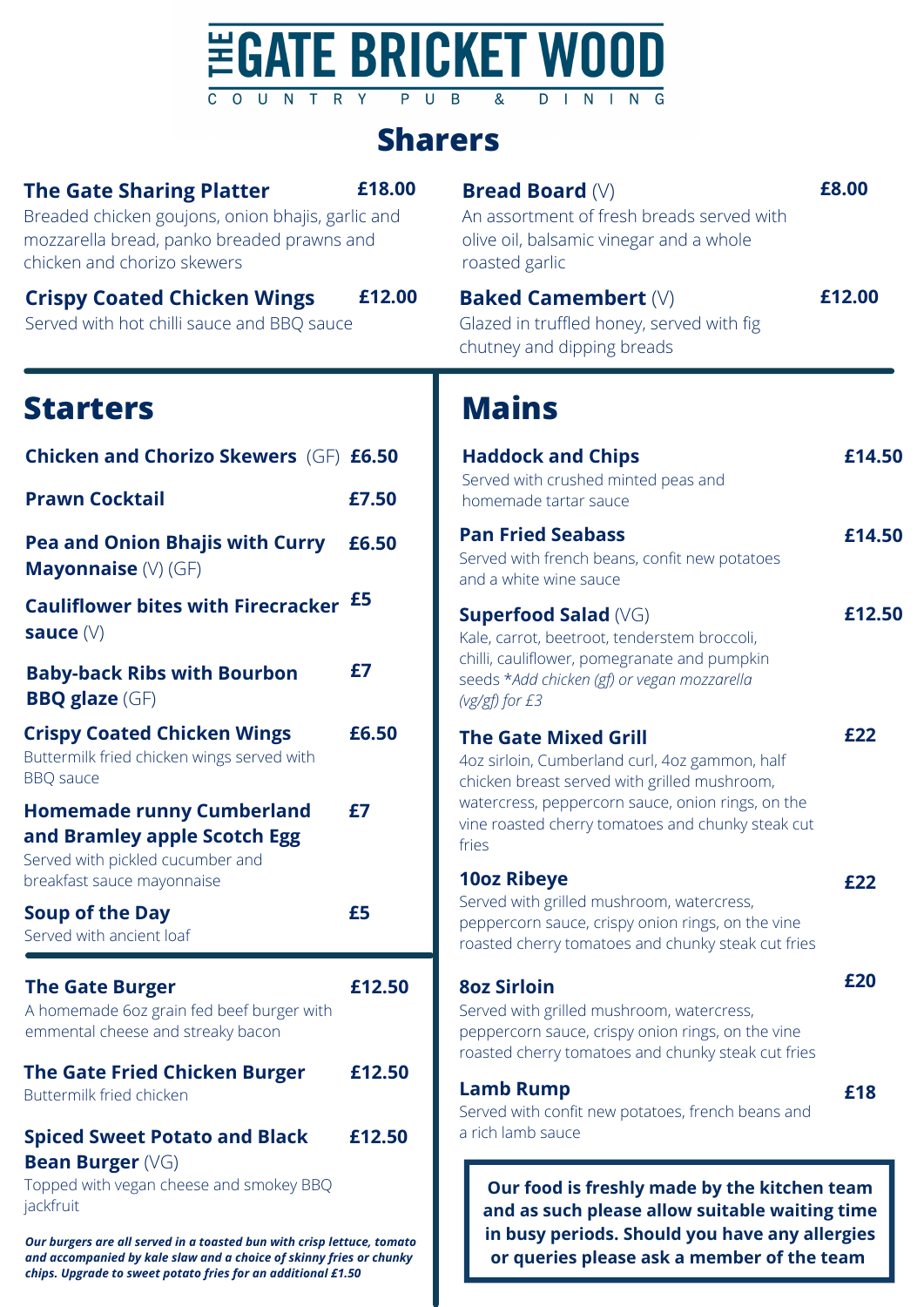# THE GATE BRICKET WOOD

COUNTRY PUB & DINING

## Sharers

**The Gate Sharing Platter** **£18.00**
Breaded chicken goujons, onion bhajis, garlic and mozzarella bread, panko breaded prawns and chicken and chorizo skewers

**Crispy Coated Chicken Wings** **£12.00**
Served with hot chilli sauce and BBQ sauce

**Bread Board** (V) **£8.00**
An assortment of fresh breads served with olive oil, balsamic vinegar and a whole roasted garlic

**Baked Camembert** (V) **£12.00**
Glazed in truffled honey, served with fig chutney and dipping breads

## Starters

**Chicken and Chorizo Skewers** (GF) **£6.50**

**Prawn Cocktail** **£7.50**

**Pea and Onion Bhajis with Curry Mayonnaise** (V) (GF) **£6.50**

**Cauliflower bites with Firecracker sauce** (V) **£5**

**Baby-back Ribs with Bourbon BBQ glaze** (GF) **£7**

**Crispy Coated Chicken Wings** **£6.50**
Buttermilk fried chicken wings served with BBQ sauce

**Homemade runny Cumberland and Bramley apple Scotch Egg** **£7**
Served with pickled cucumber and breakfast sauce mayonnaise

**Soup of the Day** **£5**
Served with ancient loaf

**The Gate Burger** **£12.50**
A homemade 6oz grain fed beef burger with emmental cheese and streaky bacon

**The Gate Fried Chicken Burger** **£12.50**
Buttermilk fried chicken

**Spiced Sweet Potato and Black Bean Burger** (VG) **£12.50**
Topped with vegan cheese and smokey BBQ jackfruit

***Our burgers are all served in a toasted bun with crisp lettuce, tomato and accompanied by kale slaw and a choice of skinny fries or chunky chips. Upgrade to sweet potato fries for an additional £1.50***

## Mains

**Haddock and Chips** **£14.50**
Served with crushed minted peas and homemade tartar sauce

**Pan Fried Seabass** **£14.50**
Served with french beans, confit new potatoes and a white wine sauce

**Superfood Salad** (VG) **£12.50**
Kale, carrot, beetroot, tenderstem broccoli, chilli, cauliflower, pomegranate and pumpkin seeds *\*Add chicken (gf) or vegan mozzarella (vg/gf) for £3*

**The Gate Mixed Grill** **£22**
4oz sirloin, Cumberland curl, 4oz gammon, half chicken breast served with grilled mushroom, watercress, peppercorn sauce, onion rings, on the vine roasted cherry tomatoes and chunky steak cut fries

**10oz Ribeye** **£22**
Served with grilled mushroom, watercress, peppercorn sauce, crispy onion rings, on the vine roasted cherry tomatoes and chunky steak cut fries

**8oz Sirloin** **£20**
Served with grilled mushroom, watercress, peppercorn sauce, crispy onion rings, on the vine roasted cherry tomatoes and chunky steak cut fries

**Lamb Rump** **£18**
Served with confit new potatoes, french beans and a rich lamb sauce

**Our food is freshly made by the kitchen team and as such please allow suitable waiting time in busy periods. Should you have any allergies or queries please ask a member of the team**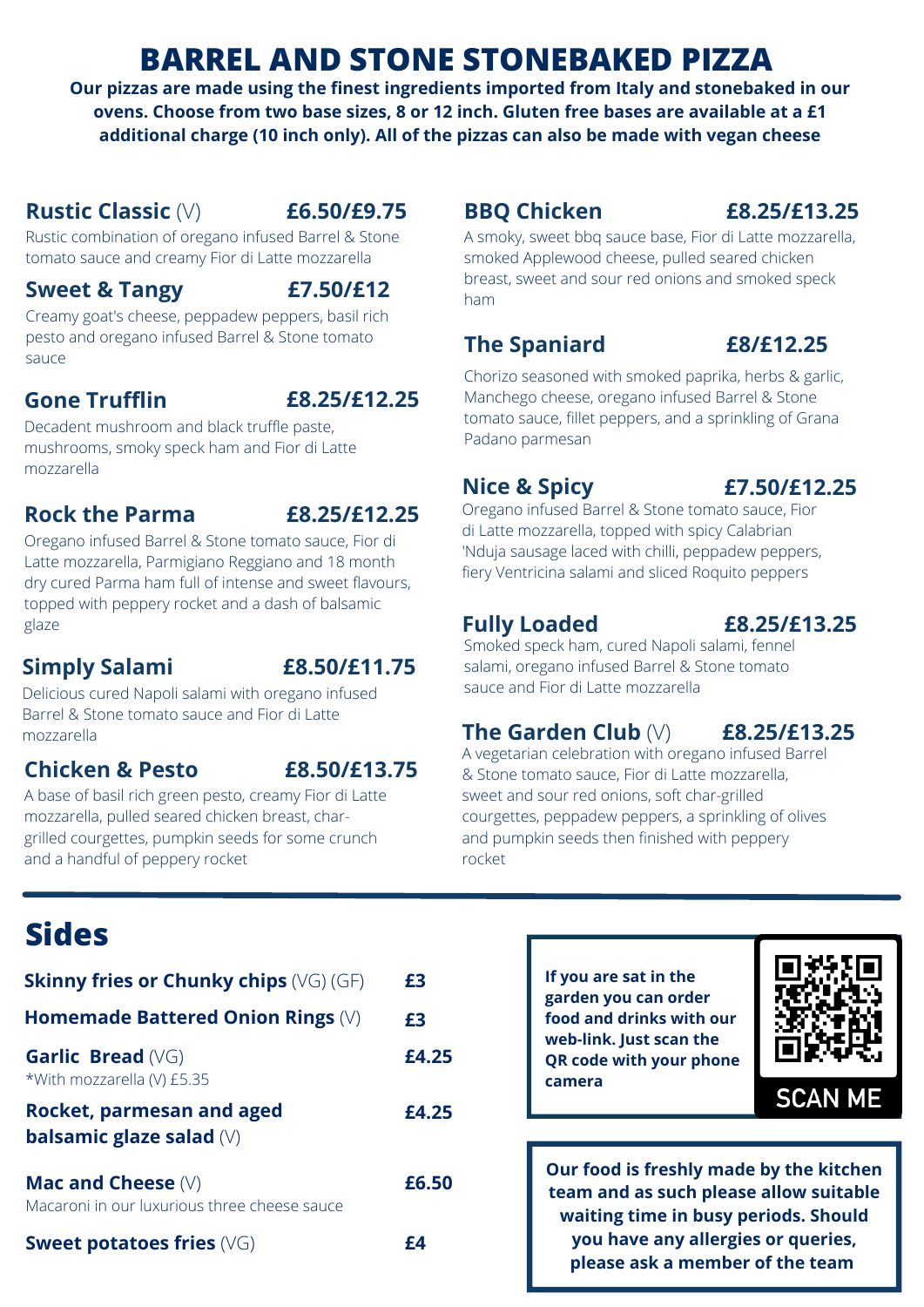# BARREL AND STONE STONEBAKED PIZZA

**Our pizzas are made using the finest ingredients imported from Italy and stonebaked in our ovens. Choose from two base sizes, 8 or 12 inch. Gluten free bases are available at a £1 additional charge (10 inch only). All of the pizzas can also be made with vegan cheese**

### Rustic Classic (V) — £6.50/£9.75

Rustic combination of oregano infused Barrel & Stone tomato sauce and creamy Fior di Latte mozzarella

### Sweet & Tangy — £7.50/£12

Creamy goat's cheese, peppadew peppers, basil rich pesto and oregano infused Barrel & Stone tomato sauce

### Gone Trufflin — £8.25/£12.25

Decadent mushroom and black truffle paste, mushrooms, smoky speck ham and Fior di Latte mozzarella

### Rock the Parma — £8.25/£12.25

Oregano infused Barrel & Stone tomato sauce, Fior di Latte mozzarella, Parmigiano Reggiano and 18 month dry cured Parma ham full of intense and sweet flavours, topped with peppery rocket and a dash of balsamic glaze

### Simply Salami — £8.50/£11.75

Delicious cured Napoli salami with oregano infused Barrel & Stone tomato sauce and Fior di Latte mozzarella

### Chicken & Pesto — £8.50/£13.75

A base of basil rich green pesto, creamy Fior di Latte mozzarella, pulled seared chicken breast, char-grilled courgettes, pumpkin seeds for some crunch and a handful of peppery rocket

### BBQ Chicken — £8.25/£13.25

A smoky, sweet bbq sauce base, Fior di Latte mozzarella, smoked Applewood cheese, pulled seared chicken breast, sweet and sour red onions and smoked speck ham

### The Spaniard — £8/£12.25

Chorizo seasoned with smoked paprika, herbs & garlic, Manchego cheese, oregano infused Barrel & Stone tomato sauce, fillet peppers, and a sprinkling of Grana Padano parmesan

### Nice & Spicy — £7.50/£12.25

Oregano infused Barrel & Stone tomato sauce, Fior di Latte mozzarella, topped with spicy Calabrian 'Nduja sausage laced with chilli, peppadew peppers, fiery Ventricina salami and sliced Roquito peppers

### Fully Loaded — £8.25/£13.25

Smoked speck ham, cured Napoli salami, fennel salami, oregano infused Barrel & Stone tomato sauce and Fior di Latte mozzarella

### The Garden Club (V) — £8.25/£13.25

A vegetarian celebration with oregano infused Barrel & Stone tomato sauce, Fior di Latte mozzarella, sweet and sour red onions, soft char-grilled courgettes, peppadew peppers, a sprinkling of olives and pumpkin seeds then finished with peppery rocket

## Sides

| | |
|---|---|
| **Skinny fries or Chunky chips** (VG) (GF) | **£3** |
| **Homemade Battered Onion Rings** (V) | **£3** |
| **Garlic Bread** (VG)<br>*With mozzarella (V) £5.35 | **£4.25** |
| **Rocket, parmesan and aged balsamic glaze salad** (V) | **£4.25** |
| **Mac and Cheese** (V)<br>Macaroni in our luxurious three cheese sauce | **£6.50** |
| **Sweet potatoes fries** (VG) | **£4** |

**If you are sat in the garden you can order food and drinks with our web-link. Just scan the QR code with your phone camera**

SCAN ME

**Our food is freshly made by the kitchen team and as such please allow suitable waiting time in busy periods. Should you have any allergies or queries, please ask a member of the team**